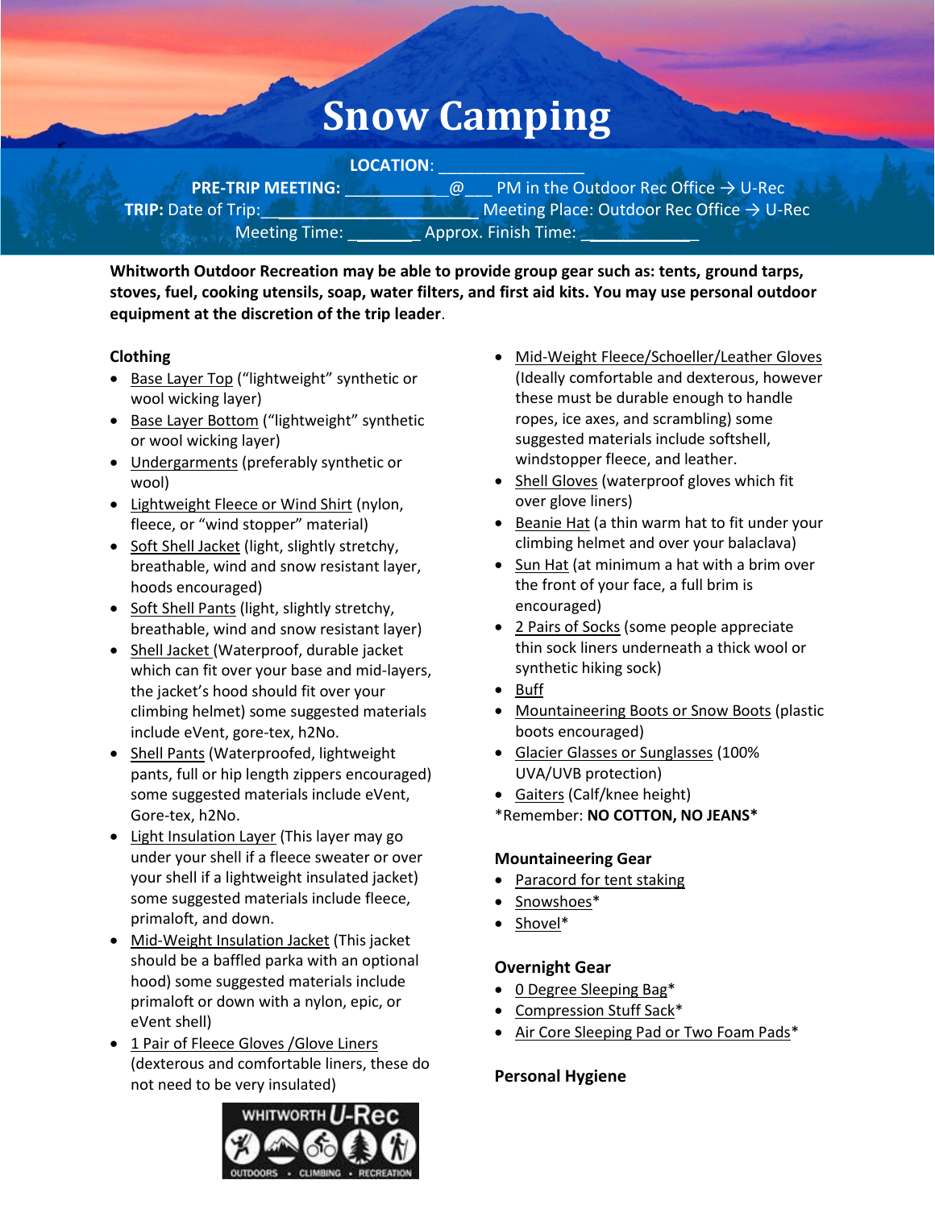# Snow Camping

**LOCATION**: ________________

**PRE-TRIP MEETING:** ___________@___ PM in the Outdoor Rec Office → U-Rec

**TRIP:** Date of Trip:______________________ Meeting Place: Outdoor Rec Office → U-Rec

Meeting Time: ________ Approx. Finish Time: ____________

**Whitworth Outdoor Recreation may be able to provide group gear such as: tents, ground tarps, stoves, fuel, cooking utensils, soap, water filters, and first aid kits. You may use personal outdoor equipment at the discretion of the trip leader**.

### Clothing

- Base Layer Top ("lightweight" synthetic or wool wicking layer)
- Base Layer Bottom ("lightweight" synthetic or wool wicking layer)
- Undergarments (preferably synthetic or wool)
- Lightweight Fleece or Wind Shirt (nylon, fleece, or "wind stopper" material)
- Soft Shell Jacket (light, slightly stretchy, breathable, wind and snow resistant layer, hoods encouraged)
- Soft Shell Pants (light, slightly stretchy, breathable, wind and snow resistant layer)
- Shell Jacket (Waterproof, durable jacket which can fit over your base and mid-layers, the jacket's hood should fit over your climbing helmet) some suggested materials include eVent, gore-tex, h2No.
- Shell Pants (Waterproofed, lightweight pants, full or hip length zippers encouraged) some suggested materials include eVent, Gore-tex, h2No.
- Light Insulation Layer (This layer may go under your shell if a fleece sweater or over your shell if a lightweight insulated jacket) some suggested materials include fleece, primaloft, and down.
- Mid-Weight Insulation Jacket (This jacket should be a baffled parka with an optional hood) some suggested materials include primaloft or down with a nylon, epic, or eVent shell)
- 1 Pair of Fleece Gloves /Glove Liners (dexterous and comfortable liners, these do not need to be very insulated)
- Mid-Weight Fleece/Schoeller/Leather Gloves (Ideally comfortable and dexterous, however these must be durable enough to handle ropes, ice axes, and scrambling) some suggested materials include softshell, windstopper fleece, and leather.
- Shell Gloves (waterproof gloves which fit over glove liners)
- Beanie Hat (a thin warm hat to fit under your climbing helmet and over your balaclava)
- Sun Hat (at minimum a hat with a brim over the front of your face, a full brim is encouraged)
- 2 Pairs of Socks (some people appreciate thin sock liners underneath a thick wool or synthetic hiking sock)
- Buff
- Mountaineering Boots or Snow Boots (plastic boots encouraged)
- Glacier Glasses or Sunglasses (100% UVA/UVB protection)
- Gaiters (Calf/knee height)

*Remember: **NO COTTON, NO JEANS***

### Mountaineering Gear

- Paracord for tent staking
- Snowshoes*
- Shovel*

### Overnight Gear

- 0 Degree Sleeping Bag*
- Compression Stuff Sack*
- Air Core Sleeping Pad or Two Foam Pads*

### Personal Hygiene

WHITWORTH U-Rec OUTDOORS • CLIMBING • RECREATION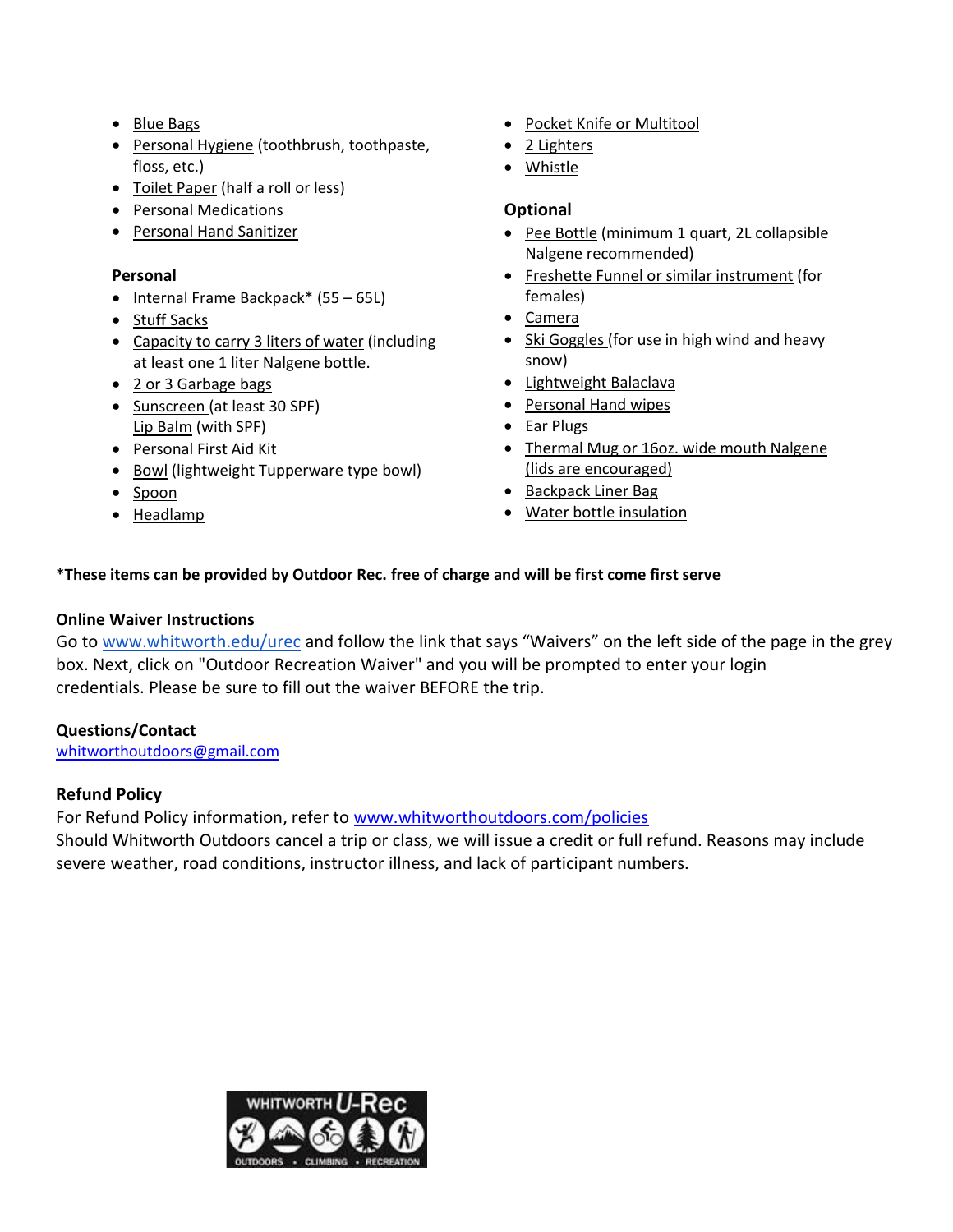- Blue Bags
- Personal Hygiene (toothbrush, toothpaste, floss, etc.)
- Toilet Paper (half a roll or less)
- Personal Medications
- Personal Hand Sanitizer

### Personal

- Internal Frame Backpack* (55 – 65L)
- Stuff Sacks
- Capacity to carry 3 liters of water (including at least one 1 liter Nalgene bottle.
- 2 or 3 Garbage bags
- Sunscreen (at least 30 SPF)
  Lip Balm (with SPF)
- Personal First Aid Kit
- Bowl (lightweight Tupperware type bowl)
- Spoon
- Headlamp
- Pocket Knife or Multitool
- 2 Lighters
- Whistle

### Optional

- Pee Bottle (minimum 1 quart, 2L collapsible Nalgene recommended)
- Freshette Funnel or similar instrument (for females)
- Camera
- Ski Goggles (for use in high wind and heavy snow)
- Lightweight Balaclava
- Personal Hand wipes
- Ear Plugs
- Thermal Mug or 16oz. wide mouth Nalgene (lids are encouraged)
- Backpack Liner Bag
- Water bottle insulation

***These items can be provided by Outdoor Rec. free of charge and will be first come first serve**

**Online Waiver Instructions**

Go to www.whitworth.edu/urec and follow the link that says "Waivers" on the left side of the page in the grey box. Next, click on "Outdoor Recreation Waiver" and you will be prompted to enter your login credentials. Please be sure to fill out the waiver BEFORE the trip.

**Questions/Contact**

whitworthoutdoors@gmail.com

**Refund Policy**

For Refund Policy information, refer to www.whitworthoutdoors.com/policies

Should Whitworth Outdoors cancel a trip or class, we will issue a credit or full refund. Reasons may include severe weather, road conditions, instructor illness, and lack of participant numbers.

WHITWORTH U-Rec

OUTDOORS • CLIMBING • RECREATION